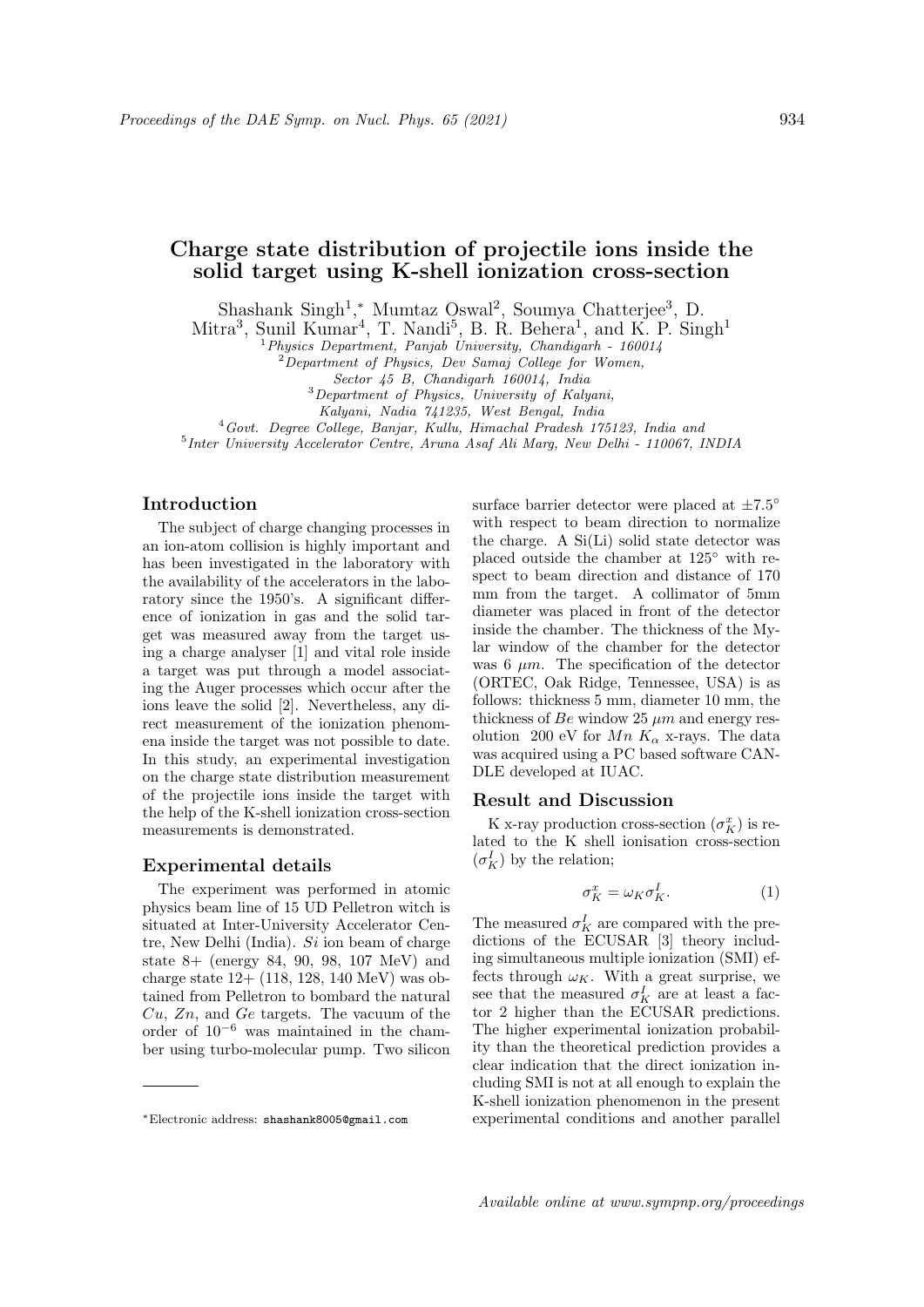# Charge state distribution of projectile ions inside the solid target using K-shell ionization cross-section

Shashank Singh[1],*, Mumtaz Oswal[2], Soumya Chatterjee[3], D. Mitra[3], Sunil Kumar[4], T. Nandi[5], B. R. Behera[1], and K. P. Singh[1]

[1] *Physics Department, Panjab University, Chandigarh - 160014*
[2] *Department of Physics, Dev Samaj College for Women, Sector 45 B, Chandigarh 160014, India*
[3] *Department of Physics, University of Kalyani, Kalyani, Nadia 741235, West Bengal, India*
[4] *Govt. Degree College, Banjar, Kullu, Himachal Pradesh 175123, India and*
[5] *Inter University Accelerator Centre, Aruna Asaf Ali Marg, New Delhi - 110067, INDIA*

## Introduction

The subject of charge changing processes in an ion-atom collision is highly important and has been investigated in the laboratory with the availability of the accelerators in the laboratory since the 1950's. A significant difference of ionization in gas and the solid target was measured away from the target using a charge analyser [1] and vital role inside a target was put through a model associating the Auger processes which occur after the ions leave the solid [2]. Nevertheless, any direct measurement of the ionization phenomena inside the target was not possible to date. In this study, an experimental investigation on the charge state distribution measurement of the projectile ions inside the target with the help of the K-shell ionization cross-section measurements is demonstrated.

## Experimental details

The experiment was performed in atomic physics beam line of 15 UD Pelletron witch is situated at Inter-University Accelerator Centre, New Delhi (India). *Si* ion beam of charge state 8+ (energy 84, 90, 98, 107 MeV) and charge state 12+ (118, 128, 140 MeV) was obtained from Pelletron to bombard the natural *Cu*, *Zn*, and *Ge* targets. The vacuum of the order of $10^{-6}$ was maintained in the chamber using turbo-molecular pump. Two silicon surface barrier detector were placed at $\pm 7.5^{\circ}$ with respect to beam direction to normalize the charge. A Si(Li) solid state detector was placed outside the chamber at $125^{\circ}$ with respect to beam direction and distance of 170 mm from the target. A collimator of 5mm diameter was placed in front of the detector inside the chamber. The thickness of the Mylar window of the chamber for the detector was 6 $\mu m$. The specification of the detector (ORTEC, Oak Ridge, Tennessee, USA) is as follows: thickness 5 mm, diameter 10 mm, the thickness of *Be* window 25 $\mu m$ and energy resolution 200 eV for $Mn$ $K_{\alpha}$ x-rays. The data was acquired using a PC based software CANDLE developed at IUAC.

## Result and Discussion

K x-ray production cross-section ($\sigma_K^x$) is related to the K shell ionisation cross-section ($\sigma_K^I$) by the relation;

$$\sigma_K^x = \omega_K \sigma_K^I. \tag{1}$$

The measured $\sigma_K^I$ are compared with the predictions of the ECUSAR [3] theory including simultaneous multiple ionization (SMI) effects through $\omega_K$. With a great surprise, we see that the measured $\sigma_K^I$ are at least a factor 2 higher than the ECUSAR predictions. The higher experimental ionization probability than the theoretical prediction provides a clear indication that the direct ionization including SMI is not at all enough to explain the K-shell ionization phenomenon in the present experimental conditions and another parallel

*Electronic address: shashank8005@gmail.com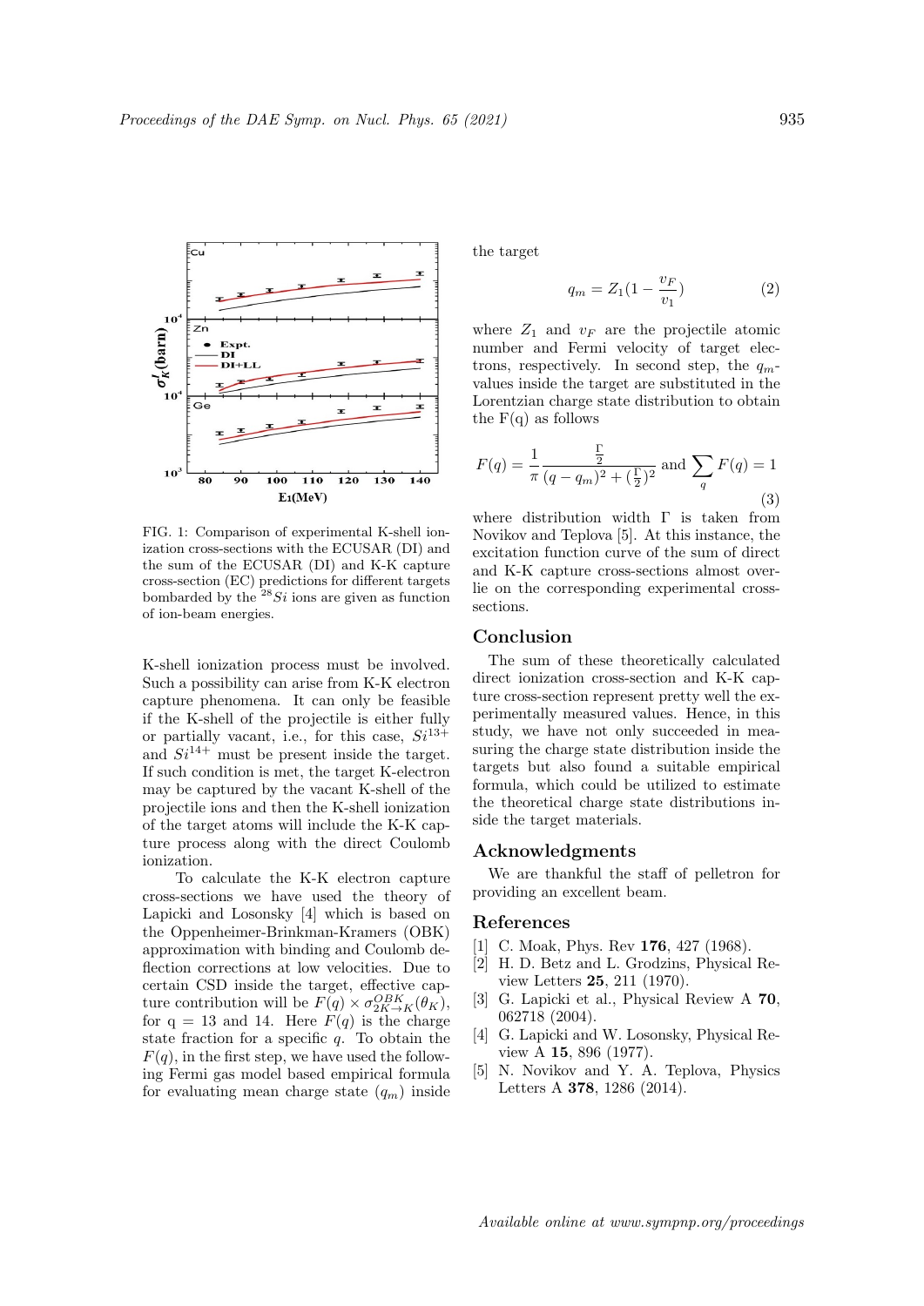Cu

Zn

Ge

• Expt.

DI

DI+LL

$10^4$

$10^4$

$10^3$

$\sigma_K^I$(barn)

80 90 100 110 120 130 140

E₁(MeV)

FIG. 1: Comparison of experimental K-shell ionization cross-sections with the ECUSAR (DI) and the sum of the ECUSAR (DI) and K-K capture cross-section (EC) predictions for different targets bombarded by the $^{28}Si$ ions are given as function of ion-beam energies.

K-shell ionization process must be involved. Such a possibility can arise from K-K electron capture phenomena. It can only be feasible if the K-shell of the projectile is either fully or partially vacant, i.e., for this case, $Si^{13+}$ and $Si^{14+}$ must be present inside the target. If such condition is met, the target K-electron may be captured by the vacant K-shell of the projectile ions and then the K-shell ionization of the target atoms will include the K-K capture process along with the direct Coulomb ionization.

To calculate the K-K electron capture cross-sections we have used the theory of Lapicki and Losonsky [4] which is based on the Oppenheimer-Brinkman-Kramers (OBK) approximation with binding and Coulomb deflection corrections at low velocities. Due to certain CSD inside the target, effective capture contribution will be $F(q) \times \sigma^{OBK}_{2K\to K}(\theta_K)$, for q = 13 and 14. Here $F(q)$ is the charge state fraction for a specific $q$. To obtain the $F(q)$, in the first step, we have used the following Fermi gas model based empirical formula for evaluating mean charge state ($q_m$) inside the target

$$q_m = Z_1(1 - \frac{v_F}{v_1}) \tag{2}$$

where $Z_1$ and $v_F$ are the projectile atomic number and Fermi velocity of target electrons, respectively. In second step, the $q_m$-values inside the target are substituted in the Lorentzian charge state distribution to obtain the F(q) as follows

$$F(q) = \frac{1}{\pi}\frac{\frac{\Gamma}{2}}{(q-q_m)^2 + (\frac{\Gamma}{2})^2} \text{ and } \sum_q F(q) = 1 \tag{3}$$

where distribution width $\Gamma$ is taken from Novikov and Teplova [5]. At this instance, the excitation function curve of the sum of direct and K-K capture cross-sections almost overlie on the corresponding experimental cross-sections.

## Conclusion

The sum of these theoretically calculated direct ionization cross-section and K-K capture cross-section represent pretty well the experimentally measured values. Hence, in this study, we have not only succeeded in measuring the charge state distribution inside the targets but also found a suitable empirical formula, which could be utilized to estimate the theoretical charge state distributions inside the target materials.

## Acknowledgments

We are thankful the staff of pelletron for providing an excellent beam.

## References

[1] C. Moak, Phys. Rev **176**, 427 (1968).

[2] H. D. Betz and L. Grodzins, Physical Review Letters **25**, 211 (1970).

[3] G. Lapicki et al., Physical Review A **70**, 062718 (2004).

[4] G. Lapicki and W. Losonsky, Physical Review A **15**, 896 (1977).

[5] N. Novikov and Y. A. Teplova, Physics Letters A **378**, 1286 (2014).